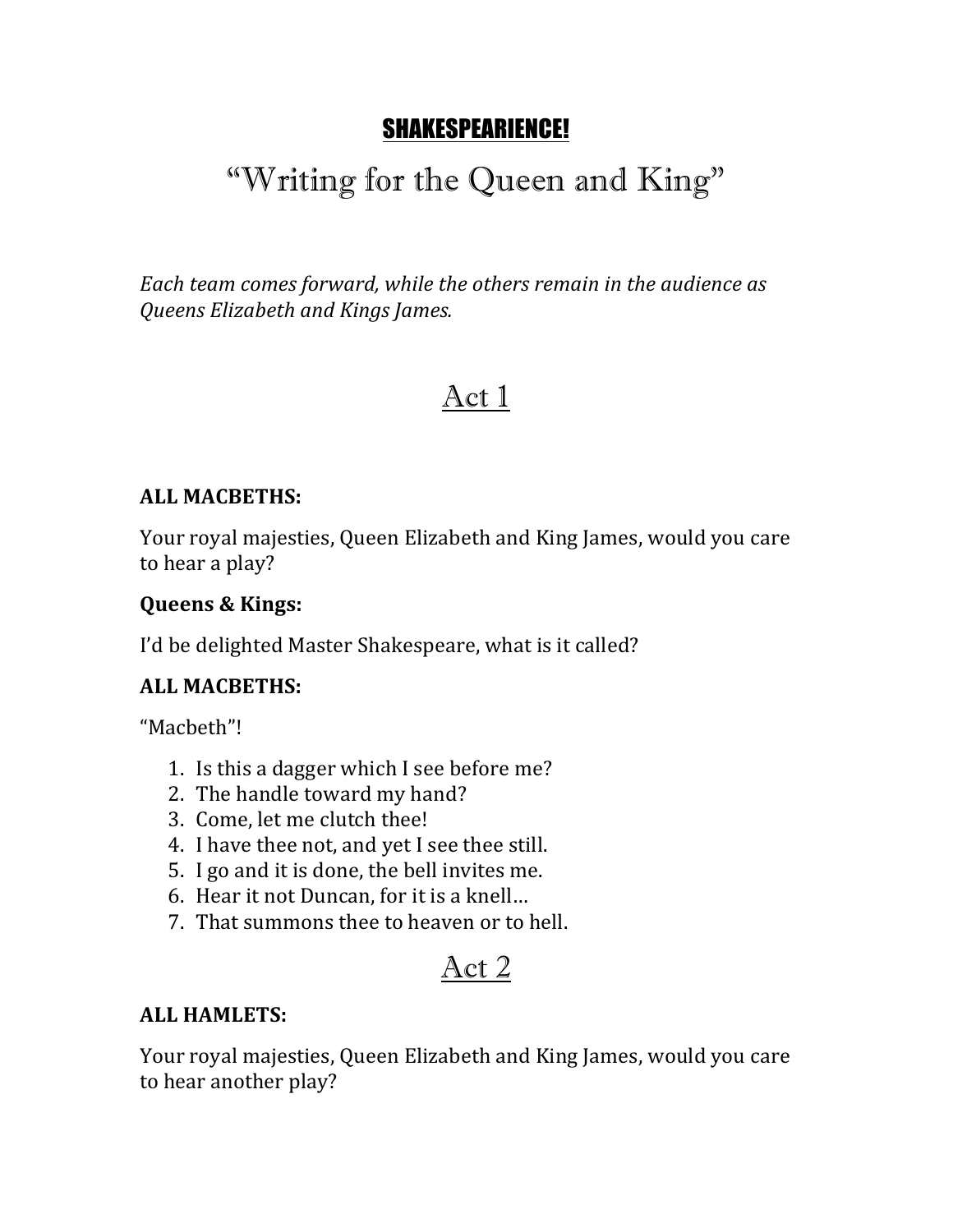# SHAKESPEARIENCE!

## "Writing for the Queen and King"

*Each team comes forward, while the others remain in the audience as Queens Elizabeth and Kings James.*

## Act 1

**ALL MACBETHS:**

Your royal majesties, Queen Elizabeth and King James, would you care to hear a play?

**Queens & Kings:**

I'd be delighted Master Shakespeare, what is it called?

**ALL MACBETHS:**

"Macbeth"!

1. Is this a dagger which I see before me?
2. The handle toward my hand?
3. Come, let me clutch thee!
4. I have thee not, and yet I see thee still.
5. I go and it is done, the bell invites me.
6. Hear it not Duncan, for it is a knell…
7. That summons thee to heaven or to hell.

## Act 2

**ALL HAMLETS:**

Your royal majesties, Queen Elizabeth and King James, would you care to hear another play?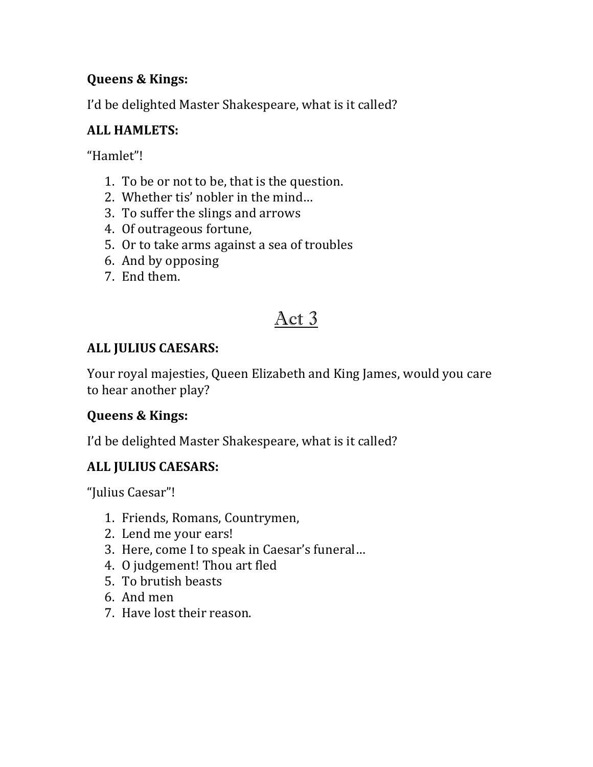**Queens & Kings:**

I'd be delighted Master Shakespeare, what is it called?

**ALL HAMLETS:**

"Hamlet"!

1. To be or not to be, that is the question.
2. Whether tis' nobler in the mind…
3. To suffer the slings and arrows
4. Of outrageous fortune,
5. Or to take arms against a sea of troubles
6. And by opposing
7. End them.

# Act 3

**ALL JULIUS CAESARS:**

Your royal majesties, Queen Elizabeth and King James, would you care to hear another play?

**Queens & Kings:**

I'd be delighted Master Shakespeare, what is it called?

**ALL JULIUS CAESARS:**

"Julius Caesar"!

1. Friends, Romans, Countrymen,
2. Lend me your ears!
3. Here, come I to speak in Caesar's funeral…
4. O judgement! Thou art fled
5. To brutish beasts
6. And men
7. Have lost their reason.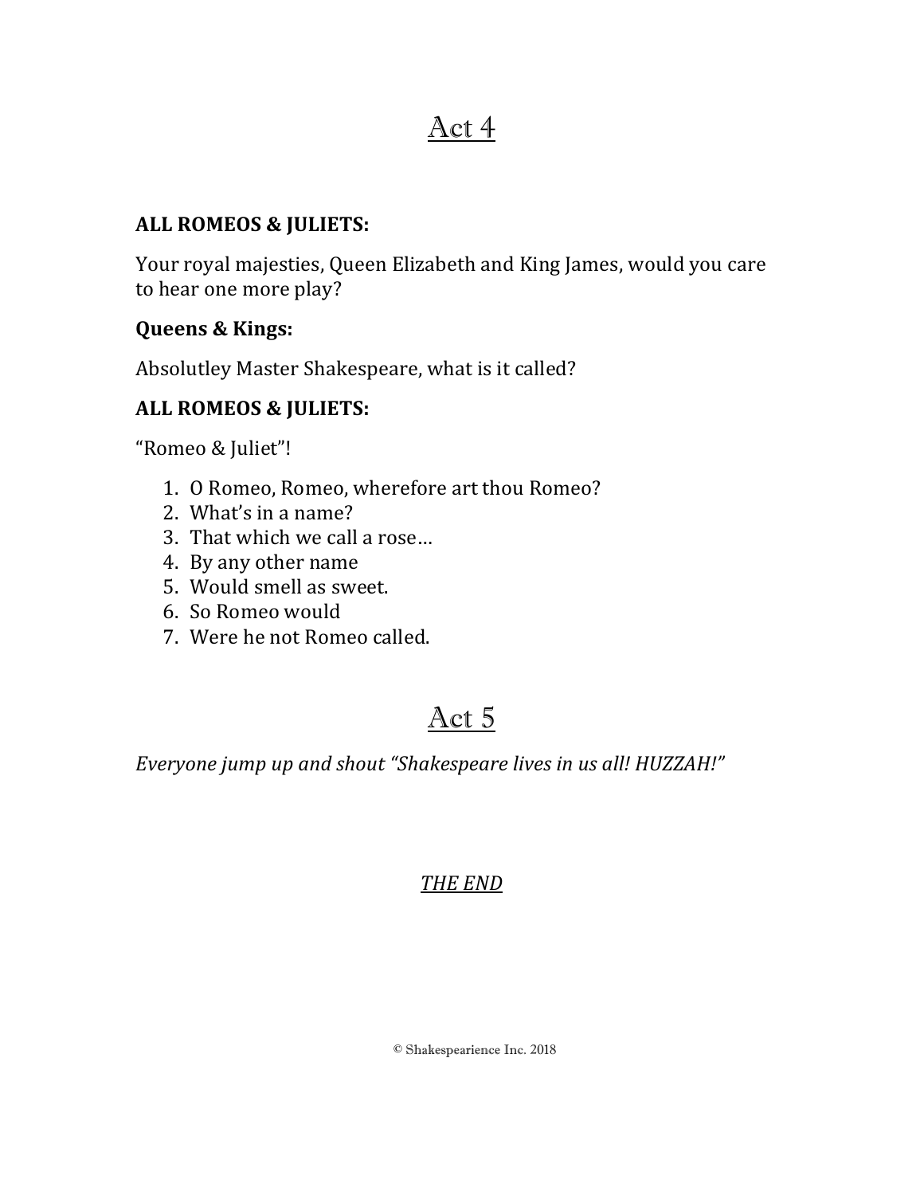# Act 4

**ALL ROMEOS & JULIETS:**

Your royal majesties, Queen Elizabeth and King James, would you care to hear one more play?

**Queens & Kings:**

Absolutley Master Shakespeare, what is it called?

**ALL ROMEOS & JULIETS:**

"Romeo & Juliet"!

1. O Romeo, Romeo, wherefore art thou Romeo?
2. What's in a name?
3. That which we call a rose…
4. By any other name
5. Would smell as sweet.
6. So Romeo would
7. Were he not Romeo called.

# Act 5

*Everyone jump up and shout "Shakespeare lives in us all! HUZZAH!"*

*THE END*

© Shakespearience Inc. 2018